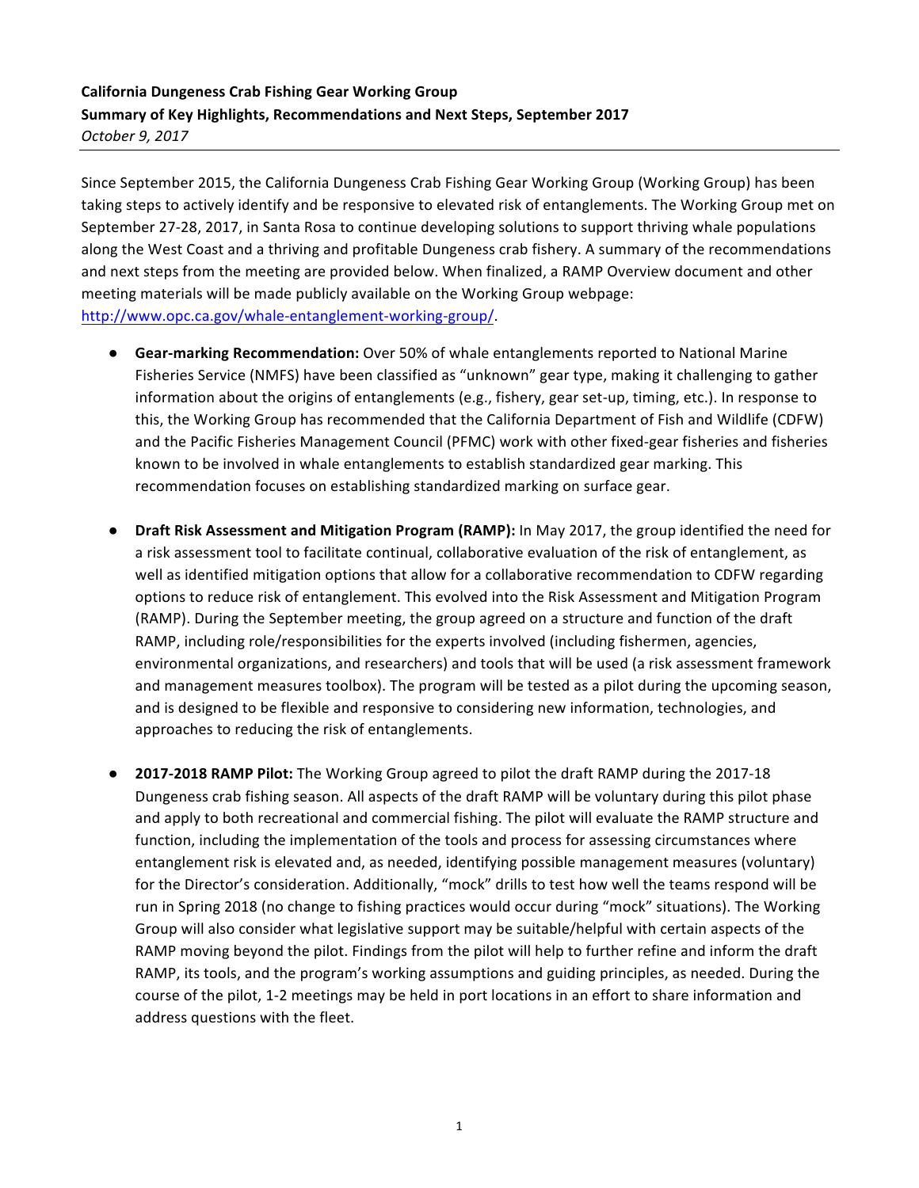**California Dungeness Crab Fishing Gear Working Group**
**Summary of Key Highlights, Recommendations and Next Steps, September 2017**
*October 9, 2017*

---

Since September 2015, the California Dungeness Crab Fishing Gear Working Group (Working Group) has been taking steps to actively identify and be responsive to elevated risk of entanglements. The Working Group met on September 27-28, 2017, in Santa Rosa to continue developing solutions to support thriving whale populations along the West Coast and a thriving and profitable Dungeness crab fishery. A summary of the recommendations and next steps from the meeting are provided below. When finalized, a RAMP Overview document and other meeting materials will be made publicly available on the Working Group webpage: http://www.opc.ca.gov/whale-entanglement-working-group/.

- **Gear-marking Recommendation:** Over 50% of whale entanglements reported to National Marine Fisheries Service (NMFS) have been classified as "unknown" gear type, making it challenging to gather information about the origins of entanglements (e.g., fishery, gear set-up, timing, etc.). In response to this, the Working Group has recommended that the California Department of Fish and Wildlife (CDFW) and the Pacific Fisheries Management Council (PFMC) work with other fixed-gear fisheries and fisheries known to be involved in whale entanglements to establish standardized gear marking. This recommendation focuses on establishing standardized marking on surface gear.

- **Draft Risk Assessment and Mitigation Program (RAMP):** In May 2017, the group identified the need for a risk assessment tool to facilitate continual, collaborative evaluation of the risk of entanglement, as well as identified mitigation options that allow for a collaborative recommendation to CDFW regarding options to reduce risk of entanglement. This evolved into the Risk Assessment and Mitigation Program (RAMP). During the September meeting, the group agreed on a structure and function of the draft RAMP, including role/responsibilities for the experts involved (including fishermen, agencies, environmental organizations, and researchers) and tools that will be used (a risk assessment framework and management measures toolbox). The program will be tested as a pilot during the upcoming season, and is designed to be flexible and responsive to considering new information, technologies, and approaches to reducing the risk of entanglements.

- **2017-2018 RAMP Pilot:** The Working Group agreed to pilot the draft RAMP during the 2017-18 Dungeness crab fishing season. All aspects of the draft RAMP will be voluntary during this pilot phase and apply to both recreational and commercial fishing. The pilot will evaluate the RAMP structure and function, including the implementation of the tools and process for assessing circumstances where entanglement risk is elevated and, as needed, identifying possible management measures (voluntary) for the Director's consideration. Additionally, "mock" drills to test how well the teams respond will be run in Spring 2018 (no change to fishing practices would occur during "mock" situations). The Working Group will also consider what legislative support may be suitable/helpful with certain aspects of the RAMP moving beyond the pilot. Findings from the pilot will help to further refine and inform the draft RAMP, its tools, and the program's working assumptions and guiding principles, as needed. During the course of the pilot, 1-2 meetings may be held in port locations in an effort to share information and address questions with the fleet.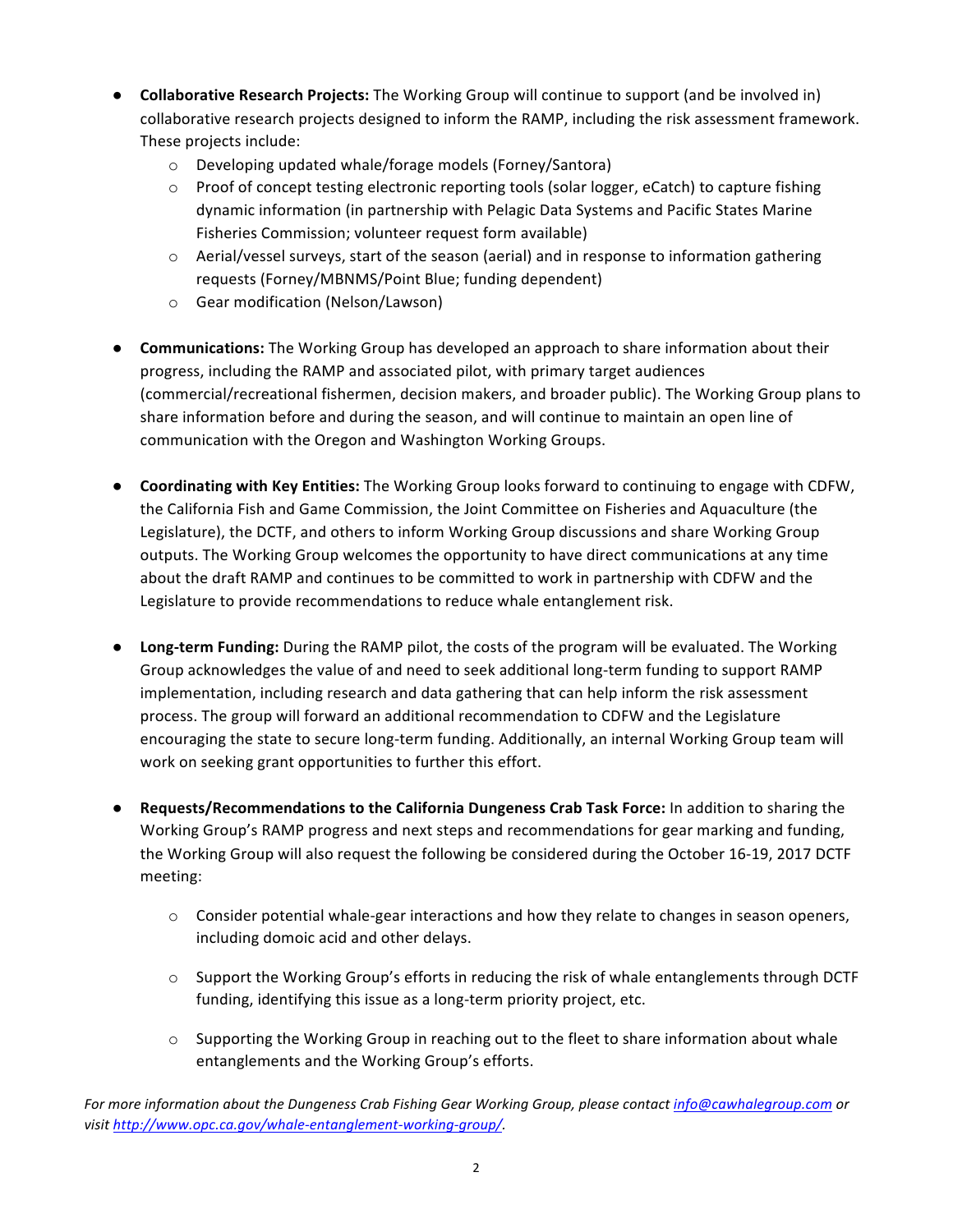- **Collaborative Research Projects:** The Working Group will continue to support (and be involved in) collaborative research projects designed to inform the RAMP, including the risk assessment framework. These projects include:
  - Developing updated whale/forage models (Forney/Santora)
  - Proof of concept testing electronic reporting tools (solar logger, eCatch) to capture fishing dynamic information (in partnership with Pelagic Data Systems and Pacific States Marine Fisheries Commission; volunteer request form available)
  - Aerial/vessel surveys, start of the season (aerial) and in response to information gathering requests (Forney/MBNMS/Point Blue; funding dependent)
  - Gear modification (Nelson/Lawson)

- **Communications:** The Working Group has developed an approach to share information about their progress, including the RAMP and associated pilot, with primary target audiences (commercial/recreational fishermen, decision makers, and broader public). The Working Group plans to share information before and during the season, and will continue to maintain an open line of communication with the Oregon and Washington Working Groups.

- **Coordinating with Key Entities:** The Working Group looks forward to continuing to engage with CDFW, the California Fish and Game Commission, the Joint Committee on Fisheries and Aquaculture (the Legislature), the DCTF, and others to inform Working Group discussions and share Working Group outputs. The Working Group welcomes the opportunity to have direct communications at any time about the draft RAMP and continues to be committed to work in partnership with CDFW and the Legislature to provide recommendations to reduce whale entanglement risk.

- **Long-term Funding:** During the RAMP pilot, the costs of the program will be evaluated. The Working Group acknowledges the value of and need to seek additional long-term funding to support RAMP implementation, including research and data gathering that can help inform the risk assessment process. The group will forward an additional recommendation to CDFW and the Legislature encouraging the state to secure long-term funding. Additionally, an internal Working Group team will work on seeking grant opportunities to further this effort.

- **Requests/Recommendations to the California Dungeness Crab Task Force:** In addition to sharing the Working Group's RAMP progress and next steps and recommendations for gear marking and funding, the Working Group will also request the following be considered during the October 16-19, 2017 DCTF meeting:

  - Consider potential whale-gear interactions and how they relate to changes in season openers, including domoic acid and other delays.

  - Support the Working Group's efforts in reducing the risk of whale entanglements through DCTF funding, identifying this issue as a long-term priority project, etc.

  - Supporting the Working Group in reaching out to the fleet to share information about whale entanglements and the Working Group's efforts.

*For more information about the Dungeness Crab Fishing Gear Working Group, please contact [info@cawhalegroup.com](mailto:info@cawhalegroup.com) or visit [http://www.opc.ca.gov/whale-entanglement-working-group/](http://www.opc.ca.gov/whale-entanglement-working-group/).*